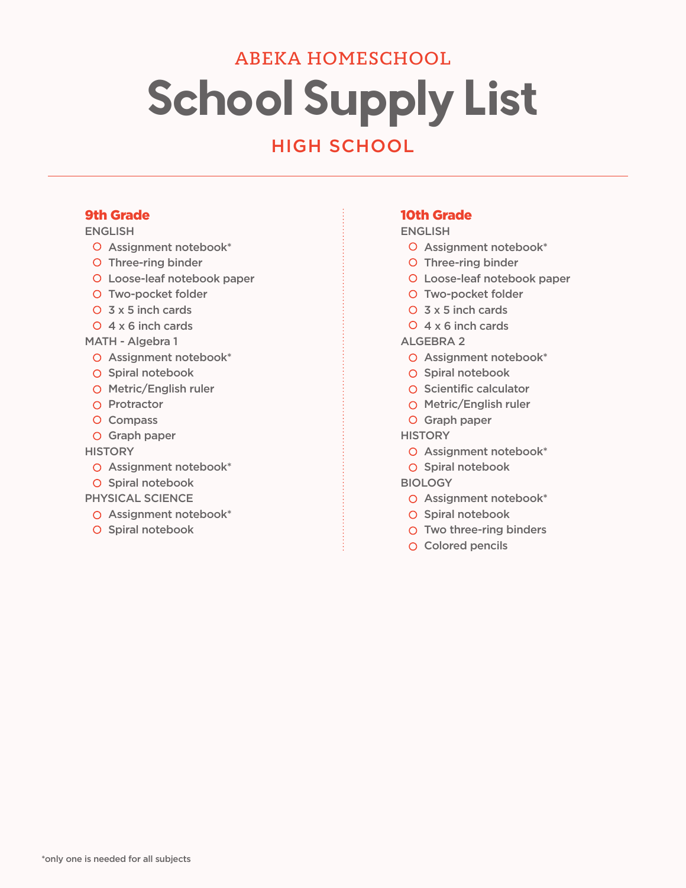ABEKA HOMESCHOOL

# School Supply List

## HIGH SCHOOL

### 9th Grade

ENGLISH

- Assignment notebook*
- Three-ring binder
- Loose-leaf notebook paper
- Two-pocket folder
- 3 x 5 inch cards
- 4 x 6 inch cards

MATH - Algebra 1

- Assignment notebook*
- Spiral notebook
- Metric/English ruler
- Protractor
- Compass
- Graph paper

HISTORY

- Assignment notebook*
- Spiral notebook

PHYSICAL SCIENCE

- Assignment notebook*
- Spiral notebook

### 10th Grade

ENGLISH

- Assignment notebook*
- Three-ring binder
- Loose-leaf notebook paper
- Two-pocket folder
- 3 x 5 inch cards
- 4 x 6 inch cards

ALGEBRA 2

- Assignment notebook*
- Spiral notebook
- Scientific calculator
- Metric/English ruler
- Graph paper

HISTORY

- Assignment notebook*
- Spiral notebook

BIOLOGY

- Assignment notebook*
- Spiral notebook
- Two three-ring binders
- Colored pencils

*only one is needed for all subjects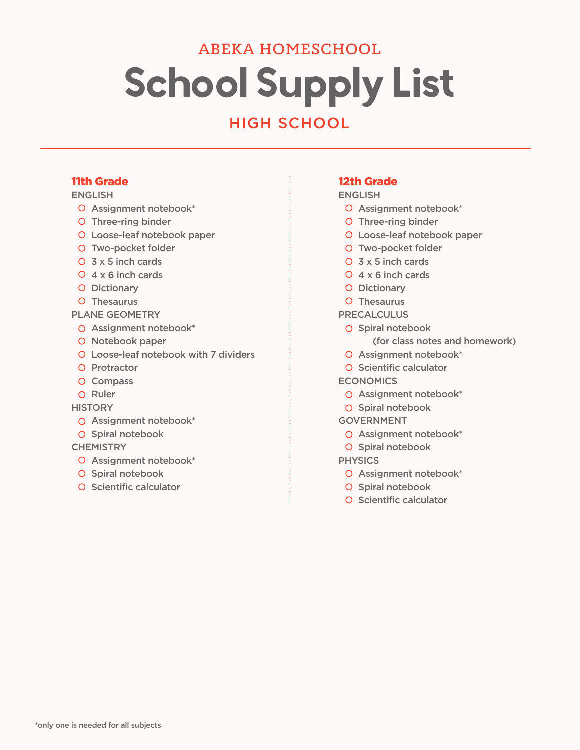ABEKA HOMESCHOOL

# School Supply List

## HIGH SCHOOL

### 11th Grade

ENGLISH

- Assignment notebook*
- Three-ring binder
- Loose-leaf notebook paper
- Two-pocket folder
- 3 x 5 inch cards
- 4 x 6 inch cards
- Dictionary
- Thesaurus

PLANE GEOMETRY

- Assignment notebook*
- Notebook paper
- Loose-leaf notebook with 7 dividers
- Protractor
- Compass
- Ruler

HISTORY

- Assignment notebook*
- Spiral notebook

CHEMISTRY

- Assignment notebook*
- Spiral notebook
- Scientific calculator

### 12th Grade

ENGLISH

- Assignment notebook*
- Three-ring binder
- Loose-leaf notebook paper
- Two-pocket folder
- 3 x 5 inch cards
- 4 x 6 inch cards
- Dictionary
- Thesaurus

PRECALCULUS

- Spiral notebook
  (for class notes and homework)
- Assignment notebook*
- Scientific calculator

ECONOMICS

- Assignment notebook*
- Spiral notebook

GOVERNMENT

- Assignment notebook*
- Spiral notebook

PHYSICS

- Assignment notebook*
- Spiral notebook
- Scientific calculator

*only one is needed for all subjects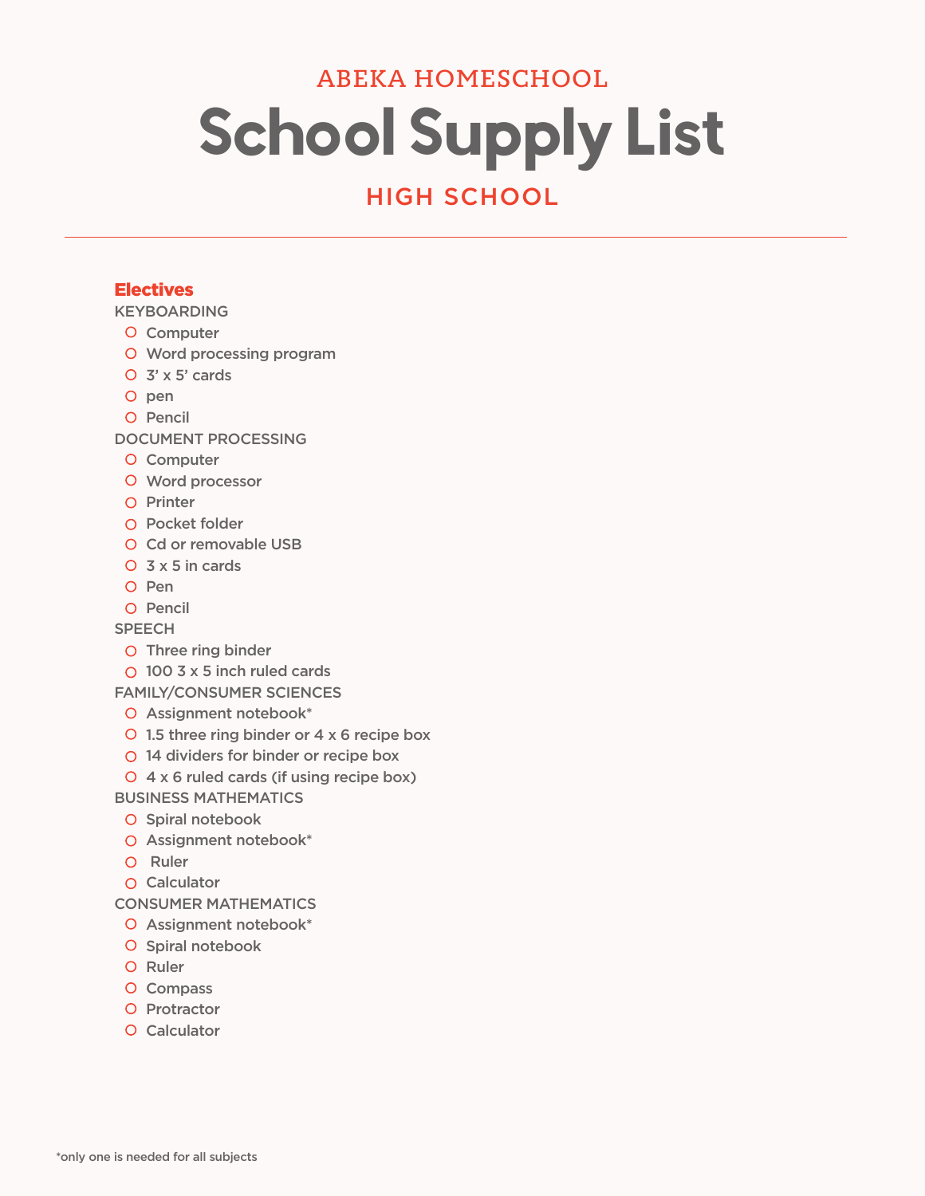ABEKA HOMESCHOOL

# School Supply List

## HIGH SCHOOL

---

### Electives

KEYBOARDING

- Computer
- Word processing program
- 3' x 5' cards
- pen
- Pencil

DOCUMENT PROCESSING

- Computer
- Word processor
- Printer
- Pocket folder
- Cd or removable USB
- 3 x 5 in cards
- Pen
- Pencil

SPEECH

- Three ring binder
- 100 3 x 5 inch ruled cards

FAMILY/CONSUMER SCIENCES

- Assignment notebook*
- 1.5 three ring binder or 4 x 6 recipe box
- 14 dividers for binder or recipe box
- 4 x 6 ruled cards (if using recipe box)

BUSINESS MATHEMATICS

- Spiral notebook
- Assignment notebook*
- Ruler
- Calculator

CONSUMER MATHEMATICS

- Assignment notebook*
- Spiral notebook
- Ruler
- Compass
- Protractor
- Calculator

*only one is needed for all subjects